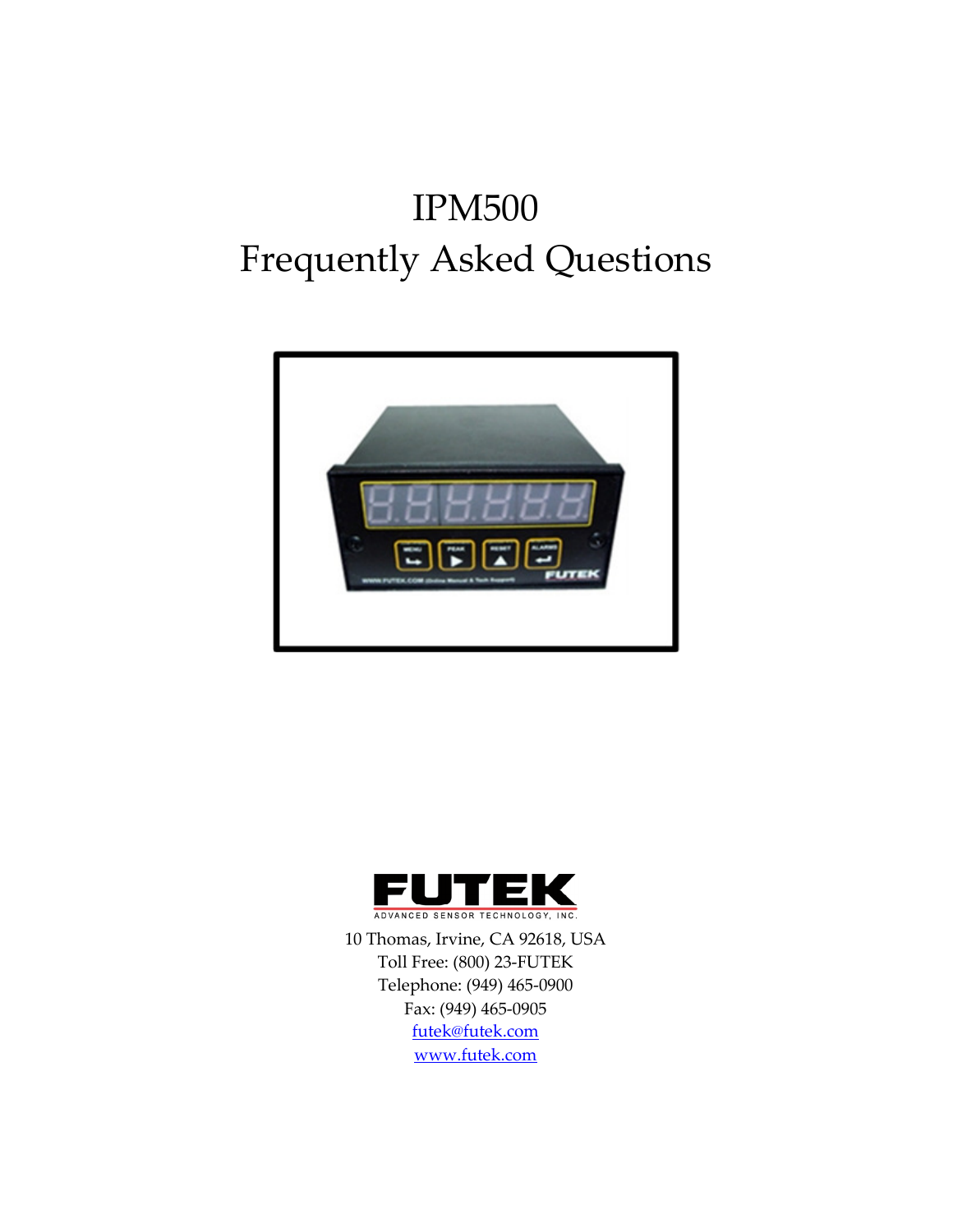# IPM500

# Frequently Asked Questions

FUTEK

ADVANCED SENSOR TECHNOLOGY, INC.

10 Thomas, Irvine, CA 92618, USA
Toll Free: (800) 23-FUTEK
Telephone: (949) 465-0900
Fax: (949) 465-0905
futek@futek.com
www.futek.com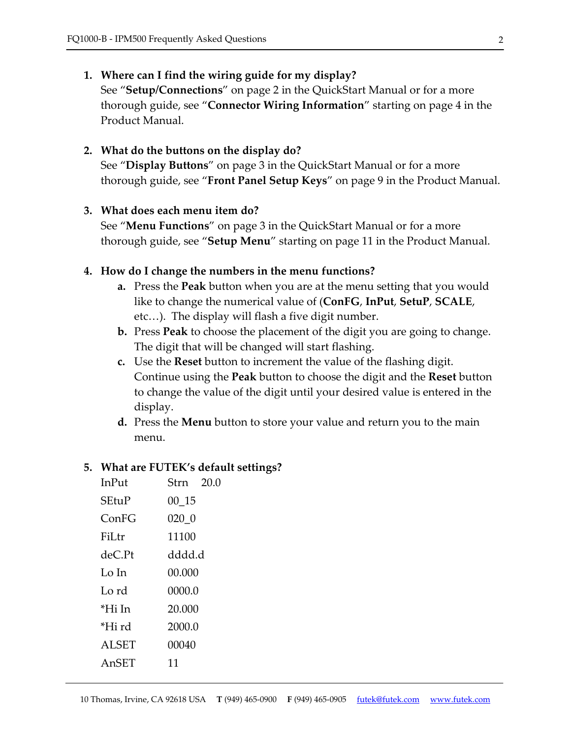1. **Where can I find the wiring guide for my display?**
   See "**Setup/Connections**" on page 2 in the QuickStart Manual or for a more thorough guide, see "**Connector Wiring Information**" starting on page 4 in the Product Manual.

2. **What do the buttons on the display do?**
   See "**Display Buttons**" on page 3 in the QuickStart Manual or for a more thorough guide, see "**Front Panel Setup Keys**" on page 9 in the Product Manual.

3. **What does each menu item do?**
   See "**Menu Functions**" on page 3 in the QuickStart Manual or for a more thorough guide, see "**Setup Menu**" starting on page 11 in the Product Manual.

4. **How do I change the numbers in the menu functions?**
   a. Press the **Peak** button when you are at the menu setting that you would like to change the numerical value of (**ConFG**, **InPut**, **SetuP**, **SCALE**, etc…). The display will flash a five digit number.
   b. Press **Peak** to choose the placement of the digit you are going to change. The digit that will be changed will start flashing.
   c. Use the **Reset** button to increment the value of the flashing digit. Continue using the **Peak** button to choose the digit and the **Reset** button to change the value of the digit until your desired value is entered in the display.
   d. Press the **Menu** button to store your value and return you to the main menu.

5. **What are FUTEK's default settings?**

| | |
|---|---|
| InPut | Strn 20.0 |
| SEtuP | 00_15 |
| ConFG | 020_0 |
| FiLtr | 11100 |
| deC.Pt | dddd.d |
| Lo In | 00.000 |
| Lo rd | 0000.0 |
| *Hi In | 20.000 |
| *Hi rd | 2000.0 |
| ALSET | 00040 |
| AnSET | 11 |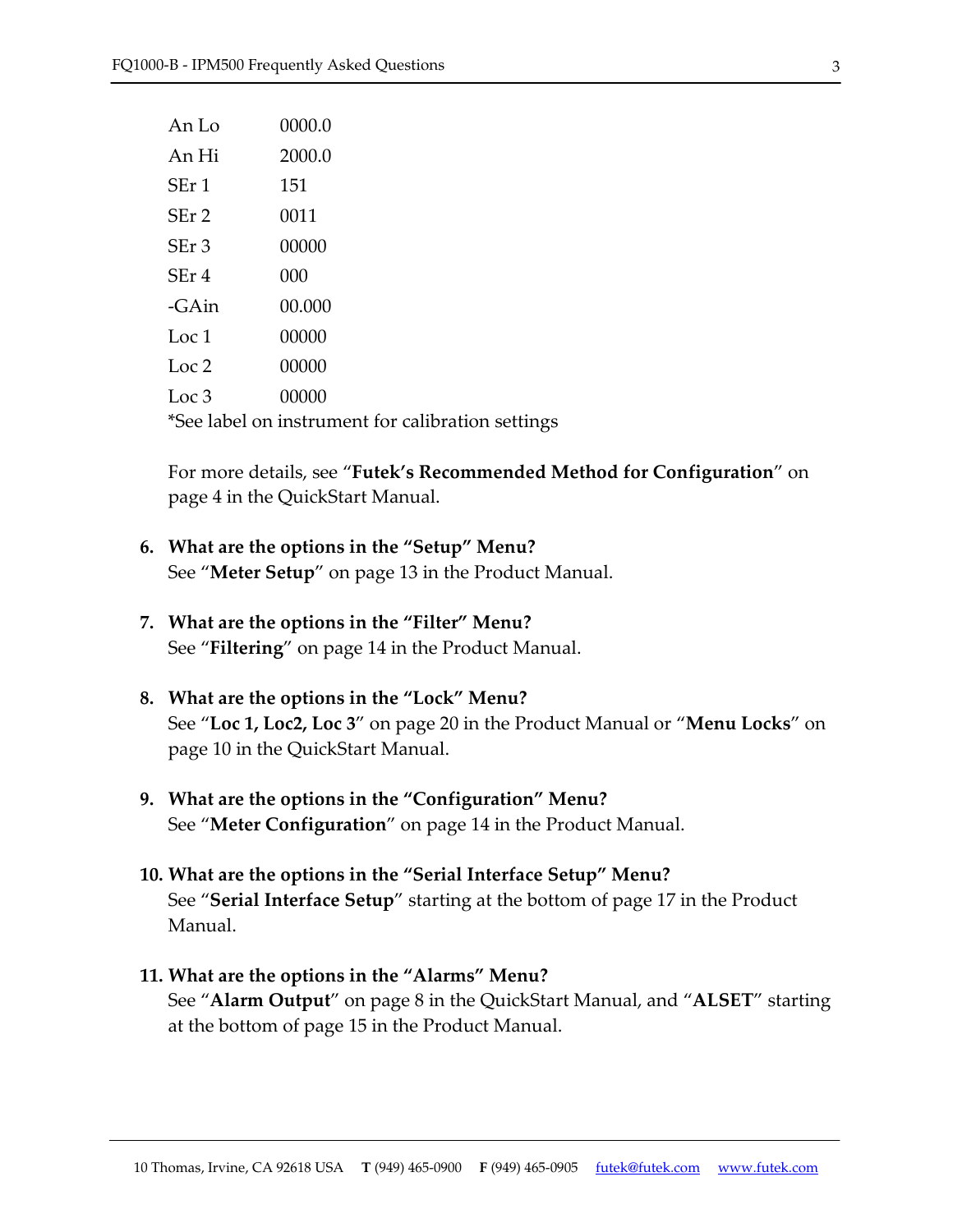| | |
|---|---|
| An Lo | 0000.0 |
| An Hi | 2000.0 |
| SEr 1 | 151 |
| SEr 2 | 0011 |
| SEr 3 | 00000 |
| SEr 4 | 000 |
| -GAin | 00.000 |
| Loc 1 | 00000 |
| Loc 2 | 00000 |
| Loc 3 | 00000 |

*See label on instrument for calibration settings

For more details, see "**Futek's Recommended Method for Configuration**" on page 4 in the QuickStart Manual.

6. **What are the options in the "Setup" Menu?**
   See "**Meter Setup**" on page 13 in the Product Manual.

7. **What are the options in the "Filter" Menu?**
   See "**Filtering**" on page 14 in the Product Manual.

8. **What are the options in the "Lock" Menu?**
   See "**Loc 1, Loc2, Loc 3**" on page 20 in the Product Manual or "**Menu Locks**" on page 10 in the QuickStart Manual.

9. **What are the options in the "Configuration" Menu?**
   See "**Meter Configuration**" on page 14 in the Product Manual.

10. **What are the options in the "Serial Interface Setup" Menu?**
    See "**Serial Interface Setup**" starting at the bottom of page 17 in the Product Manual.

11. **What are the options in the "Alarms" Menu?**
    See "**Alarm Output**" on page 8 in the QuickStart Manual, and "**ALSET**" starting at the bottom of page 15 in the Product Manual.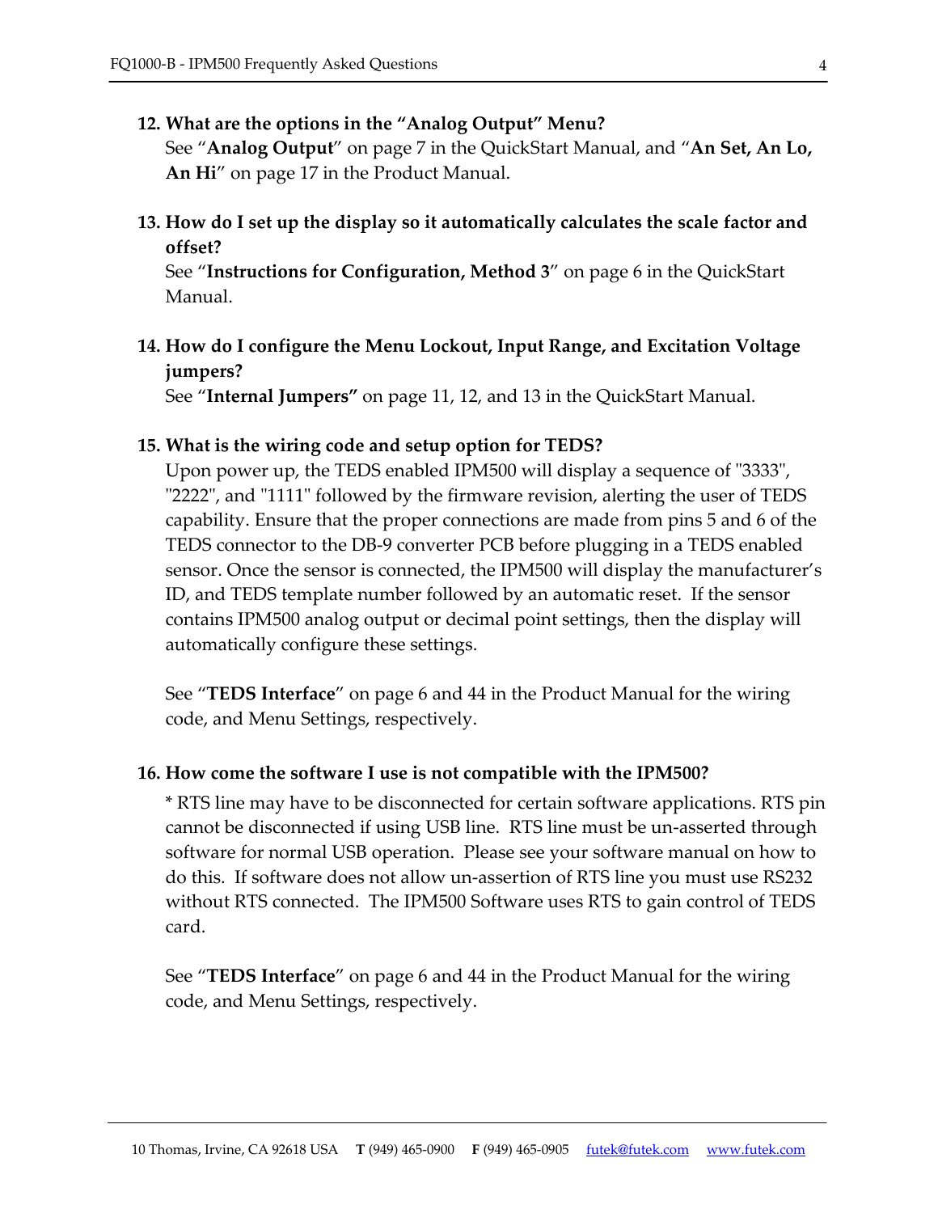**12. What are the options in the "Analog Output" Menu?**

See "**Analog Output**" on page 7 in the QuickStart Manual, and "**An Set, An Lo, An Hi**" on page 17 in the Product Manual.

**13. How do I set up the display so it automatically calculates the scale factor and offset?**

See "**Instructions for Configuration, Method 3**" on page 6 in the QuickStart Manual.

**14. How do I configure the Menu Lockout, Input Range, and Excitation Voltage jumpers?**

See "**Internal Jumpers"** on page 11, 12, and 13 in the QuickStart Manual.

**15. What is the wiring code and setup option for TEDS?**

Upon power up, the TEDS enabled IPM500 will display a sequence of "3333", "2222", and "1111" followed by the firmware revision, alerting the user of TEDS capability. Ensure that the proper connections are made from pins 5 and 6 of the TEDS connector to the DB-9 converter PCB before plugging in a TEDS enabled sensor. Once the sensor is connected, the IPM500 will display the manufacturer's ID, and TEDS template number followed by an automatic reset. If the sensor contains IPM500 analog output or decimal point settings, then the display will automatically configure these settings.

See "**TEDS Interface**" on page 6 and 44 in the Product Manual for the wiring code, and Menu Settings, respectively.

**16. How come the software I use is not compatible with the IPM500?**

* RTS line may have to be disconnected for certain software applications. RTS pin cannot be disconnected if using USB line. RTS line must be un-asserted through software for normal USB operation. Please see your software manual on how to do this. If software does not allow un-assertion of RTS line you must use RS232 without RTS connected. The IPM500 Software uses RTS to gain control of TEDS card.

See "**TEDS Interface**" on page 6 and 44 in the Product Manual for the wiring code, and Menu Settings, respectively.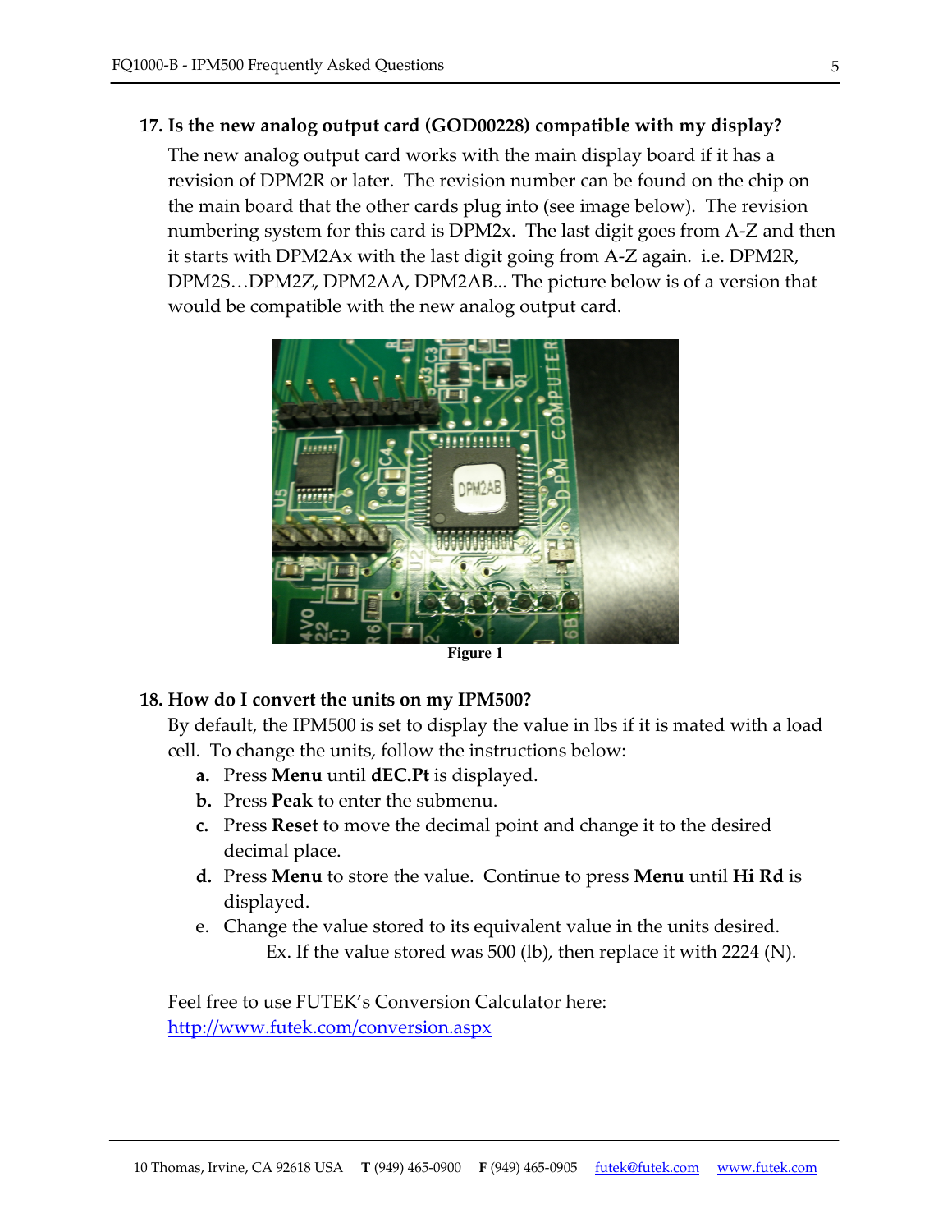## 17. Is the new analog output card (GOD00228) compatible with my display?

The new analog output card works with the main display board if it has a revision of DPM2R or later. The revision number can be found on the chip on the main board that the other cards plug into (see image below). The revision numbering system for this card is DPM2x. The last digit goes from A-Z and then it starts with DPM2Ax with the last digit going from A-Z again. i.e. DPM2R, DPM2S…DPM2Z, DPM2AA, DPM2AB... The picture below is of a version that would be compatible with the new analog output card.

**Figure 1**

## 18. How do I convert the units on my IPM500?

By default, the IPM500 is set to display the value in lbs if it is mated with a load cell. To change the units, follow the instructions below:

- **a.** Press **Menu** until **dEC.Pt** is displayed.
- **b.** Press **Peak** to enter the submenu.
- **c.** Press **Reset** to move the decimal point and change it to the desired decimal place.
- **d.** Press **Menu** to store the value. Continue to press **Menu** until **Hi Rd** is displayed.
- e. Change the value stored to its equivalent value in the units desired.
  Ex. If the value stored was 500 (lb), then replace it with 2224 (N).

Feel free to use FUTEK's Conversion Calculator here:
http://www.futek.com/conversion.aspx

10 Thomas, Irvine, CA 92618 USA **T** (949) 465-0900 **F** (949) 465-0905 futek@futek.com www.futek.com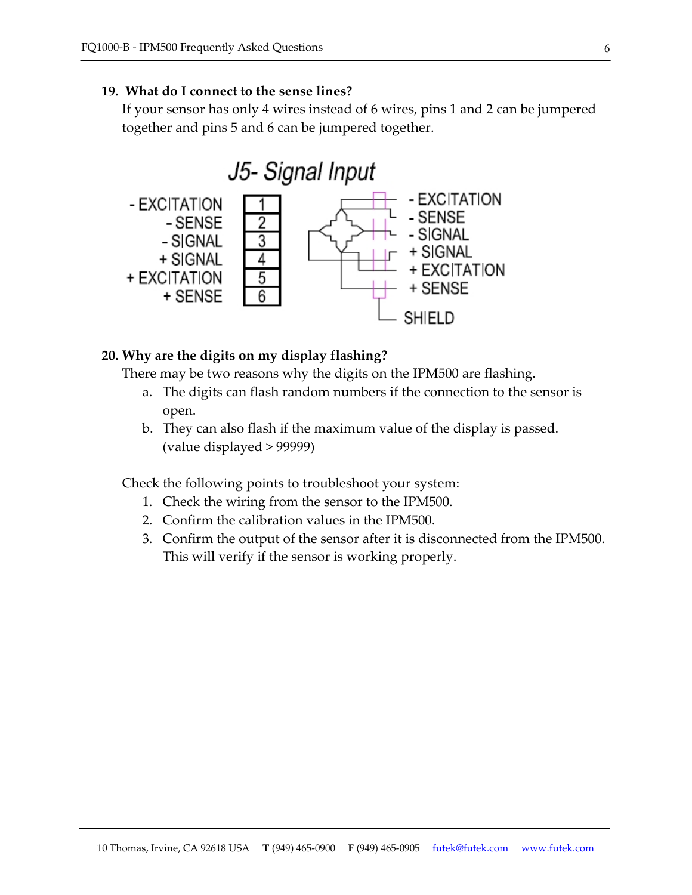### 19. What do I connect to the sense lines?

If your sensor has only 4 wires instead of 6 wires, pins 1 and 2 can be jumpered together and pins 5 and 6 can be jumpered together.

J5- Signal Input

- EXCITATION 1
- SENSE 2
- SIGNAL 3
+ SIGNAL 4
+ EXCITATION 5
+ SENSE 6

- EXCITATION
- SENSE
- SIGNAL
+ SIGNAL
+ EXCITATION
+ SENSE
SHIELD

### 20. Why are the digits on my display flashing?

There may be two reasons why the digits on the IPM500 are flashing.

a. The digits can flash random numbers if the connection to the sensor is open.
b. They can also flash if the maximum value of the display is passed. (value displayed > 99999)

Check the following points to troubleshoot your system:

1. Check the wiring from the sensor to the IPM500.
2. Confirm the calibration values in the IPM500.
3. Confirm the output of the sensor after it is disconnected from the IPM500. This will verify if the sensor is working properly.